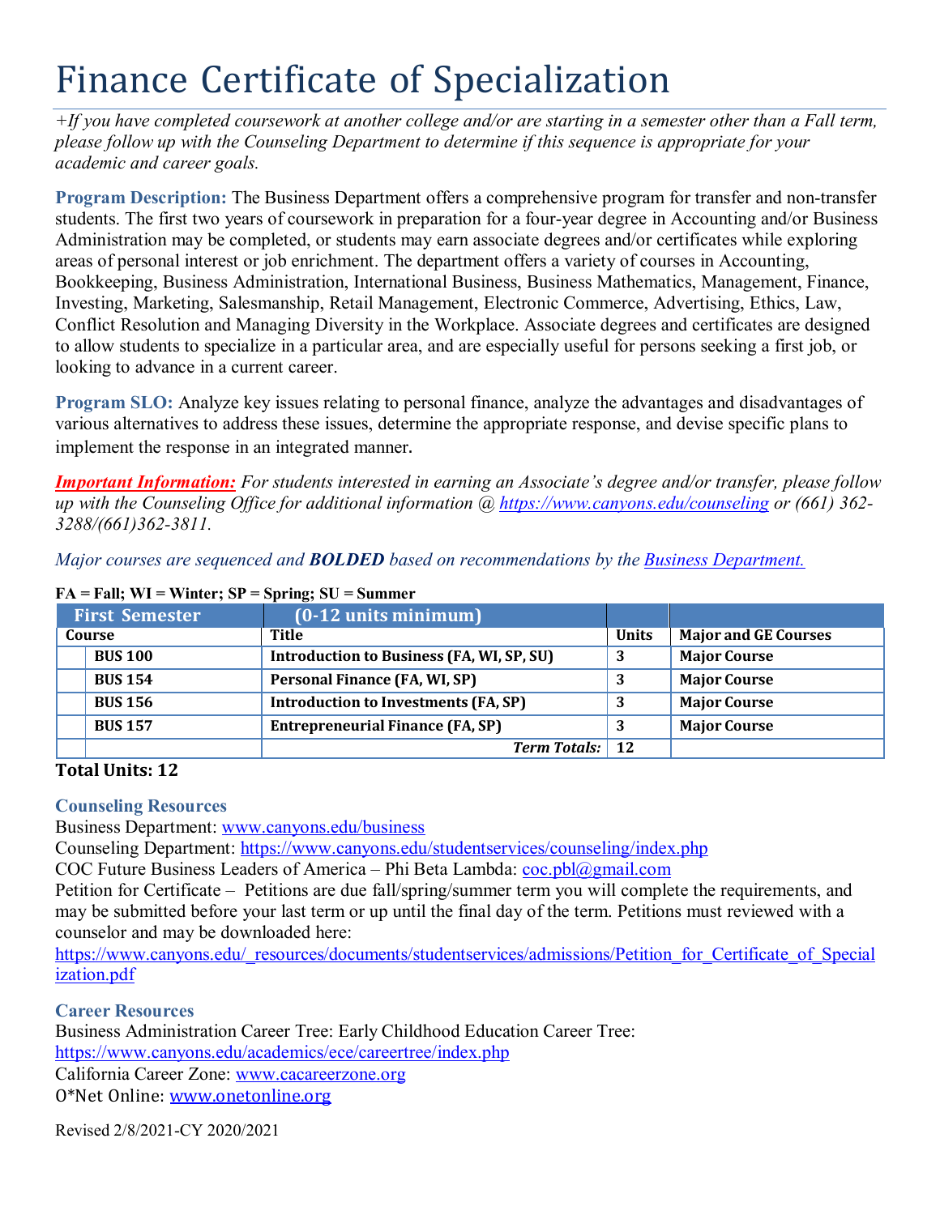# Finance Certificate of Specialization

*+If you have completed coursework at another college and/or are starting in a semester other than a Fall term, please follow up with the Counseling Department to determine if this sequence is appropriate for your academic and career goals.*

**Program Description:** The Business Department offers a comprehensive program for transfer and non-transfer students. The first two years of coursework in preparation for a four-year degree in Accounting and/or Business Administration may be completed, or students may earn associate degrees and/or certificates while exploring areas of personal interest or job enrichment. The department offers a variety of courses in Accounting, Bookkeeping, Business Administration, International Business, Business Mathematics, Management, Finance, Investing, Marketing, Salesmanship, Retail Management, Electronic Commerce, Advertising, Ethics, Law, Conflict Resolution and Managing Diversity in the Workplace. Associate degrees and certificates are designed to allow students to specialize in a particular area, and are especially useful for persons seeking a first job, or looking to advance in a current career.

**Program SLO:** Analyze key issues relating to personal finance, analyze the advantages and disadvantages of various alternatives to address these issues, determine the appropriate response, and devise specific plans to implement the response in an integrated manner.

***Important Information:*** *For students interested in earning an Associate's degree and/or transfer, please follow up with the Counseling Office for additional information @ https://www.canyons.edu/counseling or (661) 362-3288/(661)362-3811.*

*Major courses are sequenced and **BOLDED** based on recommendations by the Business Department.*

**FA = Fall; WI = Winter; SP = Spring; SU = Summer**

| First Semester | | (0-12 units minimum) | | |
|---|---|---|---|---|
| Course | | Title | Units | Major and GE Courses |
| | **BUS 100** | **Introduction to Business (FA, WI, SP, SU)** | **3** | **Major Course** |
| | **BUS 154** | **Personal Finance (FA, WI, SP)** | **3** | **Major Course** |
| | **BUS 156** | **Introduction to Investments (FA, SP)** | **3** | **Major Course** |
| | **BUS 157** | **Entrepreneurial Finance (FA, SP)** | **3** | **Major Course** |
| | | ***Term Totals:*** | **12** | |

**Total Units: 12**

### Counseling Resources

Business Department: www.canyons.edu/business
Counseling Department: https://www.canyons.edu/studentservices/counseling/index.php
COC Future Business Leaders of America – Phi Beta Lambda: coc.pbl@gmail.com
Petition for Certificate – Petitions are due fall/spring/summer term you will complete the requirements, and may be submitted before your last term or up until the final day of the term. Petitions must reviewed with a counselor and may be downloaded here:
https://www.canyons.edu/_resources/documents/studentservices/admissions/Petition_for_Certificate_of_Specialization.pdf

### Career Resources

Business Administration Career Tree: Early Childhood Education Career Tree:
https://www.canyons.edu/academics/ece/careertree/index.php
California Career Zone: www.cacareerzone.org
O*Net Online: www.onetonline.org

Revised 2/8/2021-CY 2020/2021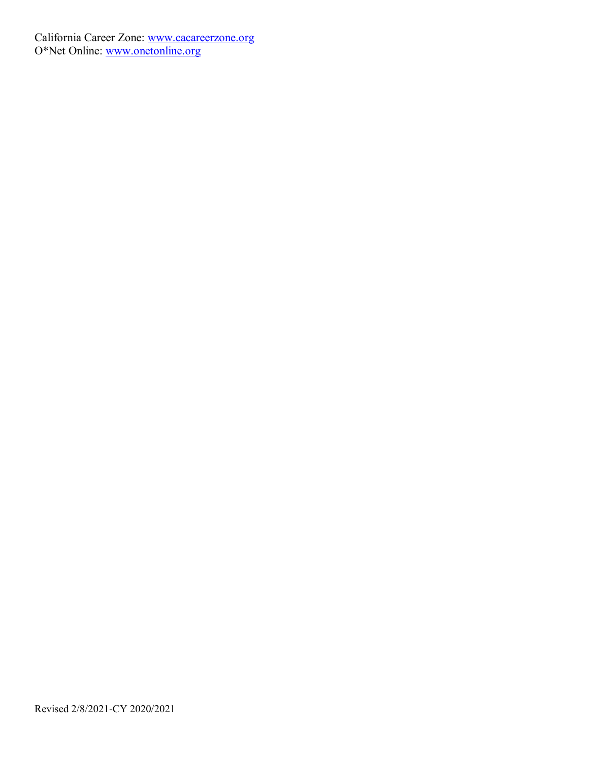California Career Zone: [www.cacareerzone.org](http://www.cacareerzone.org)
O*Net Online: [www.onetonline.org](http://www.onetonline.org)

Revised 2/8/2021-CY 2020/2021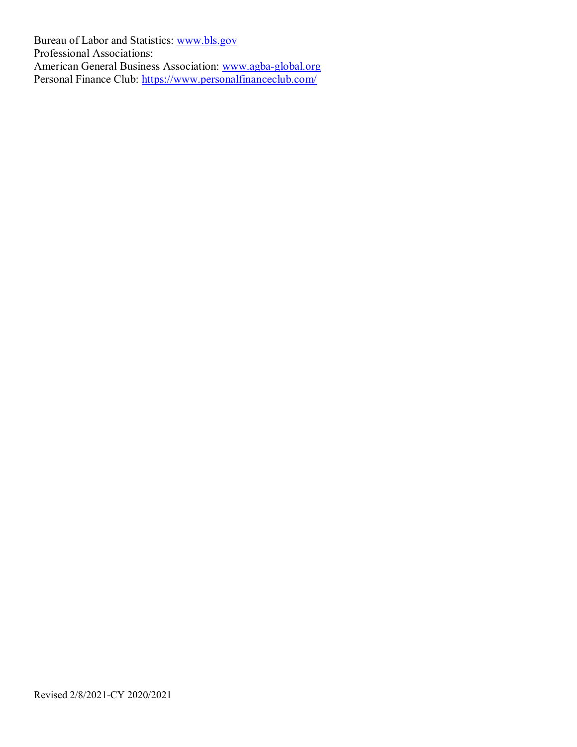Bureau of Labor and Statistics: www.bls.gov
Professional Associations:
American General Business Association: www.agba-global.org
Personal Finance Club: https://www.personalfinanceclub.com/

Revised 2/8/2021-CY 2020/2021